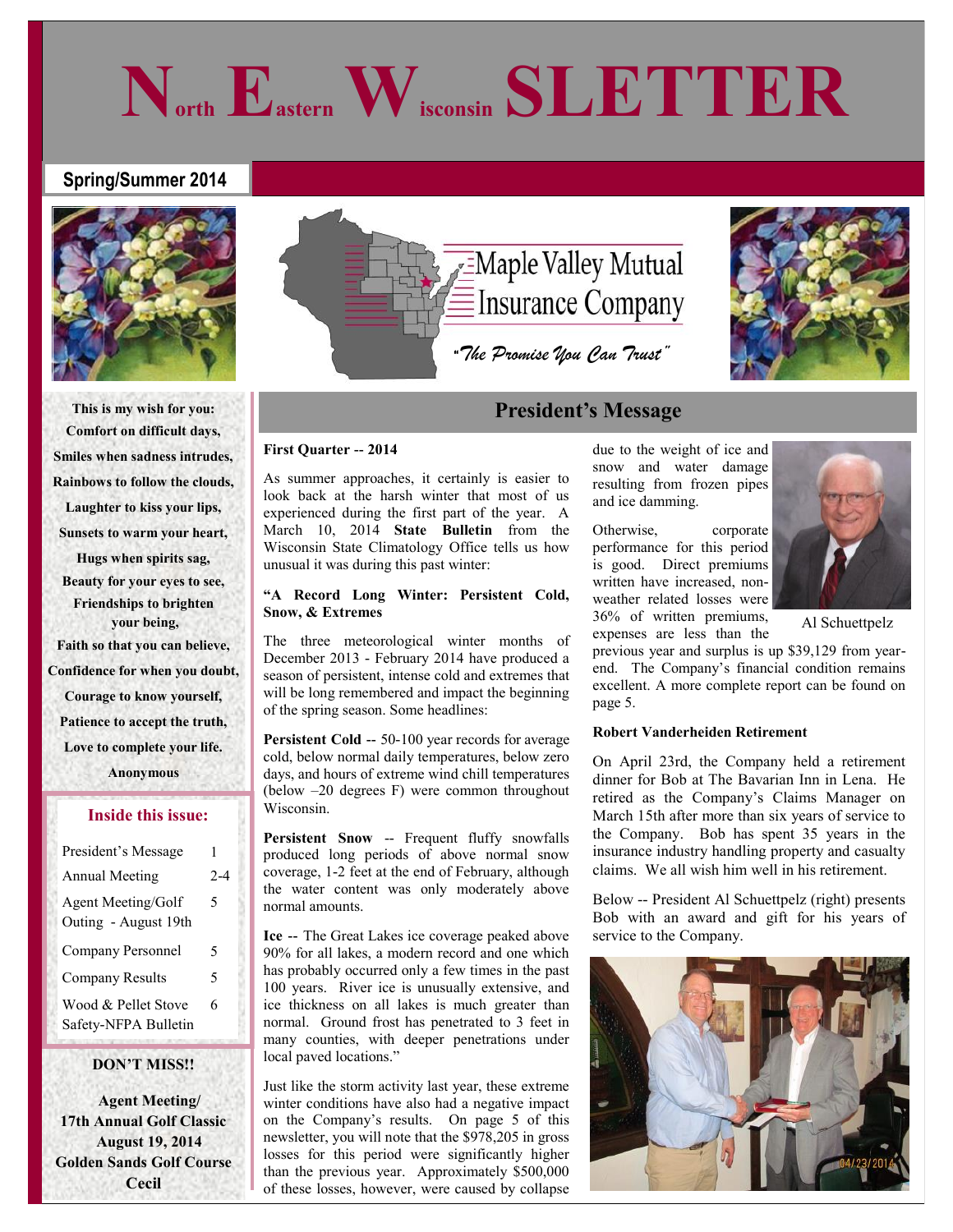# North Eastern Wisconsin SLETTER

**Spring/Summer 2014**

Maple Valley Mutual Insurance Company

*"The Promise You Can Trust"*

**This is my wish for you:**
**Comfort on difficult days,**
**Smiles when sadness intrudes,**
**Rainbows to follow the clouds,**
**Laughter to kiss your lips,**
**Sunsets to warm your heart,**
**Hugs when spirits sag,**
**Beauty for your eyes to see,**
**Friendships to brighten your being,**
**Faith so that you can believe,**
**Confidence for when you doubt,**
**Courage to know yourself,**
**Patience to accept the truth,**
**Love to complete your life.**
**Anonymous**

### Inside this issue:

| | |
|---|---|
| President's Message | 1 |
| Annual Meeting | 2-4 |
| Agent Meeting/Golf Outing - August 19th | 5 |
| Company Personnel | 5 |
| Company Results | 5 |
| Wood & Pellet Stove Safety-NFPA Bulletin | 6 |

**DON'T MISS!!**

**Agent Meeting/ 17th Annual Golf Classic August 19, 2014 Golden Sands Golf Course Cecil**

## President's Message

**First Quarter -- 2014**

As summer approaches, it certainly is easier to look back at the harsh winter that most of us experienced during the first part of the year. A March 10, 2014 **State Bulletin** from the Wisconsin State Climatology Office tells us how unusual it was during this past winter:

**"A Record Long Winter: Persistent Cold, Snow, & Extremes**

The three meteorological winter months of December 2013 - February 2014 have produced a season of persistent, intense cold and extremes that will be long remembered and impact the beginning of the spring season. Some headlines:

**Persistent Cold** -- 50-100 year records for average cold, below normal daily temperatures, below zero days, and hours of extreme wind chill temperatures (below –20 degrees F) were common throughout Wisconsin.

**Persistent Snow** -- Frequent fluffy snowfalls produced long periods of above normal snow coverage, 1-2 feet at the end of February, although the water content was only moderately above normal amounts.

**Ice** -- The Great Lakes ice coverage peaked above 90% for all lakes, a modern record and one which has probably occurred only a few times in the past 100 years. River ice is unusually extensive, and ice thickness on all lakes is much greater than normal. Ground frost has penetrated to 3 feet in many counties, with deeper penetrations under local paved locations."

Just like the storm activity last year, these extreme winter conditions have also had a negative impact on the Company's results. On page 5 of this newsletter, you will note that the $978,205 in gross losses for this period were significantly higher than the previous year. Approximately $500,000 of these losses, however, were caused by collapse due to the weight of ice and snow and water damage resulting from frozen pipes and ice damming.

Otherwise, corporate performance for this period is good. Direct premiums written have increased, non-weather related losses were 36% of written premiums, expenses are less than the previous year and surplus is up $39,129 from year-end. The Company's financial condition remains excellent. A more complete report can be found on page 5.

Al Schuettpelz

**Robert Vanderheiden Retirement**

On April 23rd, the Company held a retirement dinner for Bob at The Bavarian Inn in Lena. He retired as the Company's Claims Manager on March 15th after more than six years of service to the Company. Bob has spent 35 years in the insurance industry handling property and casualty claims. We all wish him well in his retirement.

Below -- President Al Schuettpelz (right) presents Bob with an award and gift for his years of service to the Company.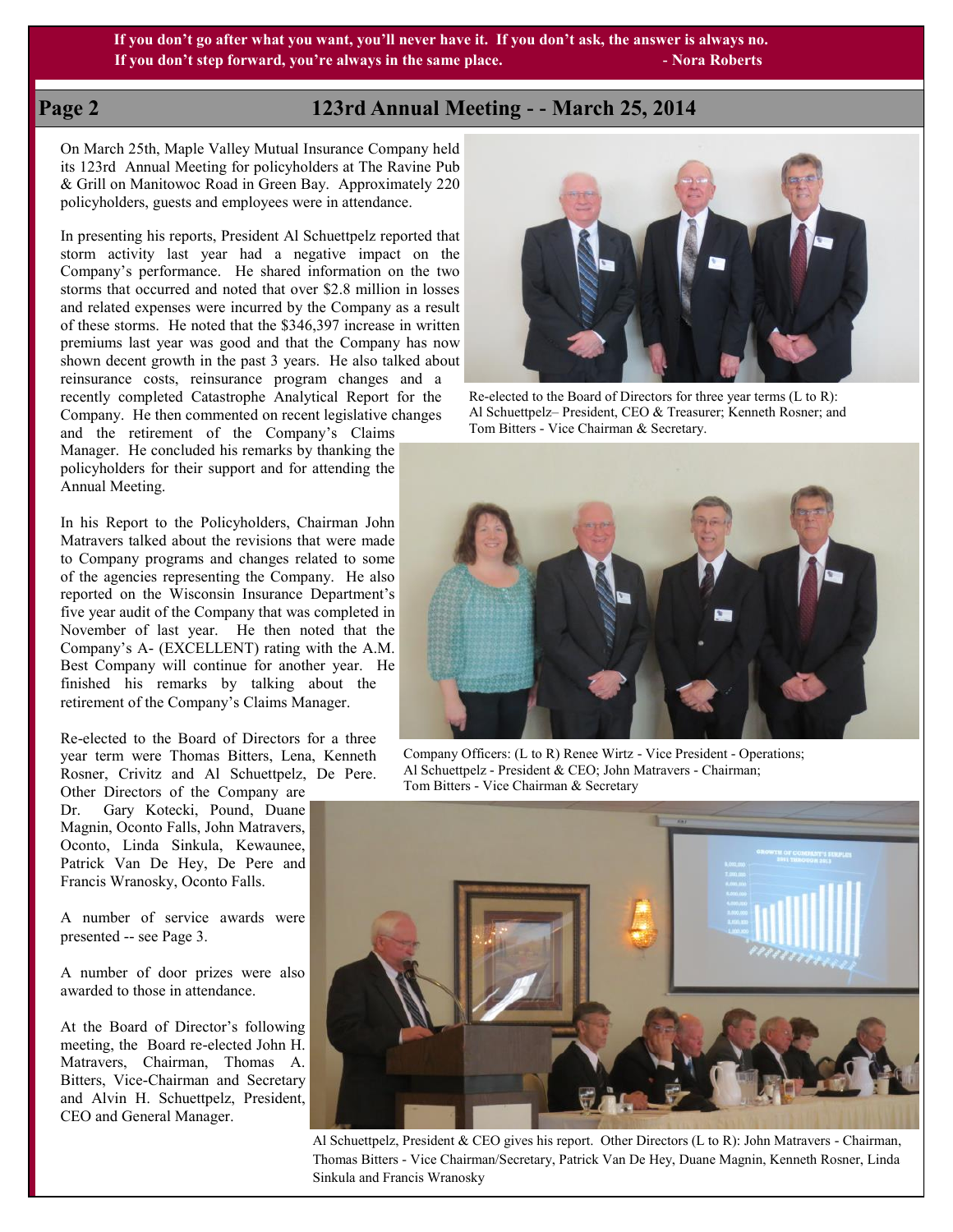**If you don't go after what you want, you'll never have it. If you don't ask, the answer is always no. If you don't step forward, you're always in the same place. - Nora Roberts**

## 123rd Annual Meeting - - March 25, 2014

On March 25th, Maple Valley Mutual Insurance Company held its 123rd Annual Meeting for policyholders at The Ravine Pub & Grill on Manitowoc Road in Green Bay. Approximately 220 policyholders, guests and employees were in attendance.

In presenting his reports, President Al Schuettpelz reported that storm activity last year had a negative impact on the Company's performance. He shared information on the two storms that occurred and noted that over $2.8 million in losses and related expenses were incurred by the Company as a result of these storms. He noted that the $346,397 increase in written premiums last year was good and that the Company has now shown decent growth in the past 3 years. He also talked about reinsurance costs, reinsurance program changes and a recently completed Catastrophe Analytical Report for the Company. He then commented on recent legislative changes and the retirement of the Company's Claims Manager. He concluded his remarks by thanking the policyholders for their support and for attending the Annual Meeting.

In his Report to the Policyholders, Chairman John Matravers talked about the revisions that were made to Company programs and changes related to some of the agencies representing the Company. He also reported on the Wisconsin Insurance Department's five year audit of the Company that was completed in November of last year. He then noted that the Company's A- (EXCELLENT) rating with the A.M. Best Company will continue for another year. He finished his remarks by talking about the retirement of the Company's Claims Manager.

Re-elected to the Board of Directors for a three year term were Thomas Bitters, Lena, Kenneth Rosner, Crivitz and Al Schuettpelz, De Pere. Other Directors of the Company are Dr. Gary Kotecki, Pound, Duane Magnin, Oconto Falls, John Matravers, Oconto, Linda Sinkula, Kewaunee, Patrick Van De Hey, De Pere and Francis Wranosky, Oconto Falls.

A number of service awards were presented -- see Page 3.

A number of door prizes were also awarded to those in attendance.

At the Board of Director's following meeting, the Board re-elected John H. Matravers, Chairman, Thomas A. Bitters, Vice-Chairman and Secretary and Alvin H. Schuettpelz, President, CEO and General Manager.

Re-elected to the Board of Directors for three year terms (L to R): Al Schuettpelz– President, CEO & Treasurer; Kenneth Rosner; and Tom Bitters - Vice Chairman & Secretary.

Company Officers: (L to R) Renee Wirtz - Vice President - Operations; Al Schuettpelz - President & CEO; John Matravers - Chairman; Tom Bitters - Vice Chairman & Secretary

Al Schuettpelz, President & CEO gives his report. Other Directors (L to R): John Matravers - Chairman, Thomas Bitters - Vice Chairman/Secretary, Patrick Van De Hey, Duane Magnin, Kenneth Rosner, Linda Sinkula and Francis Wranosky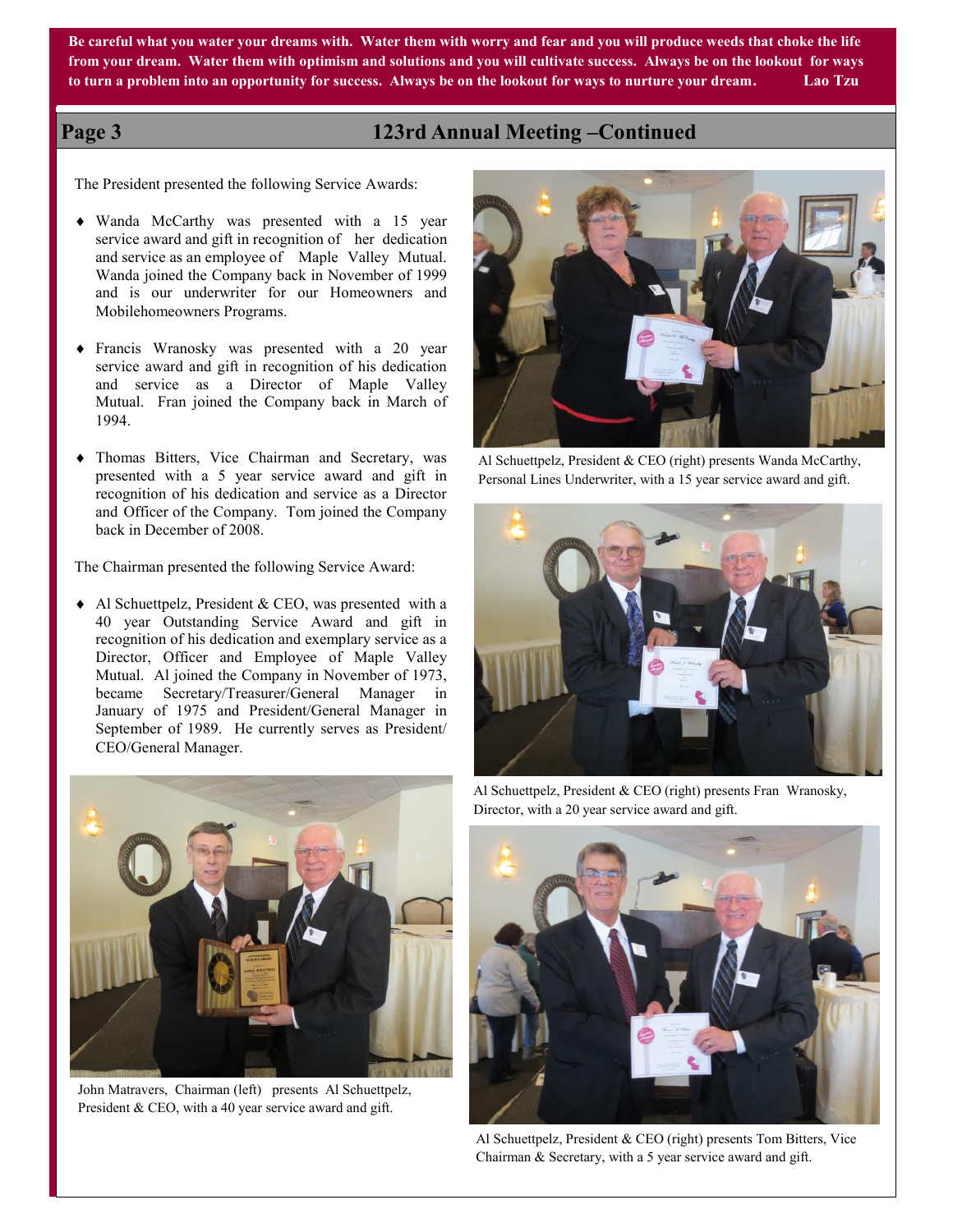Be careful what you water your dreams with. Water them with worry and fear and you will produce weeds that choke the life from your dream. Water them with optimism and solutions and you will cultivate success. Always be on the lookout for ways to turn a problem into an opportunity for success. Always be on the lookout for ways to nurture your dream. Lao Tzu

## Page 3 123rd Annual Meeting –Continued

The President presented the following Service Awards:

- Wanda McCarthy was presented with a 15 year service award and gift in recognition of her dedication and service as an employee of Maple Valley Mutual. Wanda joined the Company back in November of 1999 and is our underwriter for our Homeowners and Mobilehomeowners Programs.
- Francis Wranosky was presented with a 20 year service award and gift in recognition of his dedication and service as a Director of Maple Valley Mutual. Fran joined the Company back in March of 1994.
- Thomas Bitters, Vice Chairman and Secretary, was presented with a 5 year service award and gift in recognition of his dedication and service as a Director and Officer of the Company. Tom joined the Company back in December of 2008.

The Chairman presented the following Service Award:

- Al Schuettpelz, President & CEO, was presented with a 40 year Outstanding Service Award and gift in recognition of his dedication and exemplary service as a Director, Officer and Employee of Maple Valley Mutual. Al joined the Company in November of 1973, became Secretary/Treasurer/General Manager in January of 1975 and President/General Manager in September of 1989. He currently serves as President/CEO/General Manager.

John Matravers, Chairman (left) presents Al Schuettpelz, President & CEO, with a 40 year service award and gift.

Al Schuettpelz, President & CEO (right) presents Wanda McCarthy, Personal Lines Underwriter, with a 15 year service award and gift.

Al Schuettpelz, President & CEO (right) presents Fran Wranosky, Director, with a 20 year service award and gift.

Al Schuettpelz, President & CEO (right) presents Tom Bitters, Vice Chairman & Secretary, with a 5 year service award and gift.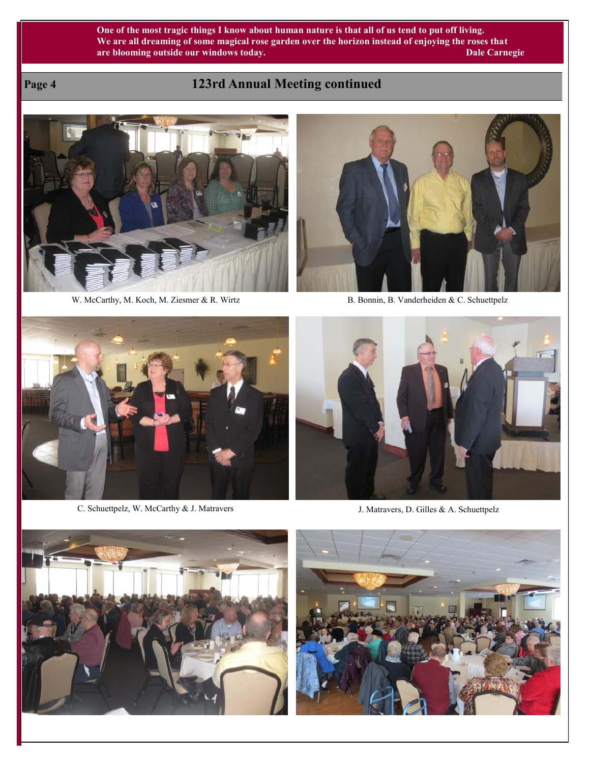One of the most tragic things I know about human nature is that all of us tend to put off living. We are all dreaming of some magical rose garden over the horizon instead of enjoying the roses that are blooming outside our windows today. Dale Carnegie

## 123rd Annual Meeting continued

W. McCarthy, M. Koch, M. Ziesmer & R. Wirtz

B. Bonnin, B. Vanderheiden & C. Schuettpelz

C. Schuettpelz, W. McCarthy & J. Matravers

J. Matravers, D. Gilles & A. Schuettpelz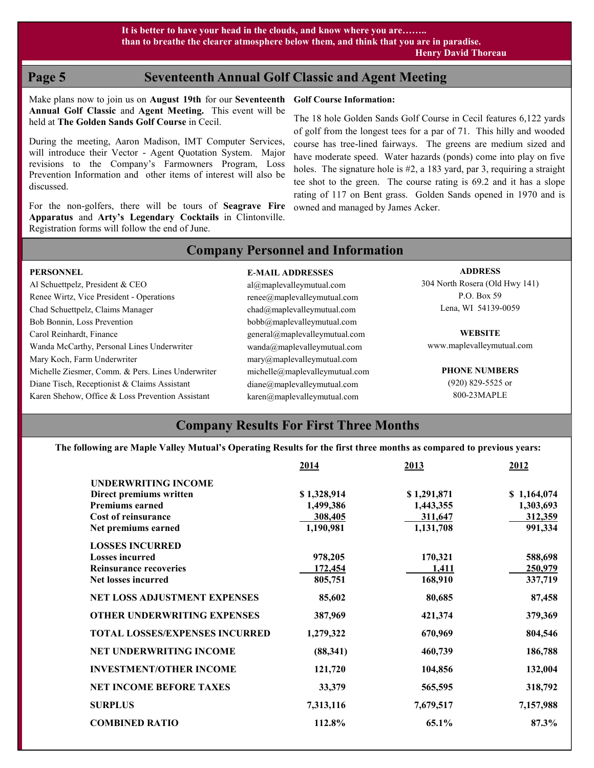**It is better to have your head in the clouds, and know where you are……..**
**than to breathe the clearer atmosphere below them, and think that you are in paradise.**
**Henry David Thoreau**

## Seventeenth Annual Golf Classic and Agent Meeting

Make plans now to join us on **August 19th** for our **Seventeenth Annual Golf Classic** and **Agent Meeting.** This event will be held at **The Golden Sands Golf Course** in Cecil.

During the meeting, Aaron Madison, IMT Computer Services, will introduce their Vector - Agent Quotation System. Major revisions to the Company's Farmowners Program, Loss Prevention Information and other items of interest will also be discussed.

For the non-golfers, there will be tours of **Seagrave Fire Apparatus** and **Arty's Legendary Cocktails** in Clintonville. Registration forms will follow the end of June.

**Golf Course Information:**

The 18 hole Golden Sands Golf Course in Cecil features 6,122 yards of golf from the longest tees for a par of 71. This hilly and wooded course has tree-lined fairways. The greens are medium sized and have moderate speed. Water hazards (ponds) come into play on five holes. The signature hole is #2, a 183 yard, par 3, requiring a straight tee shot to the green. The course rating is 69.2 and it has a slope rating of 117 on Bent grass. Golden Sands opened in 1970 and is owned and managed by James Acker.

## Company Personnel and Information

| PERSONNEL | E-MAIL ADDRESSES |
|---|---|
| Al Schuettpelz, President & CEO | al@maplevalleymutual.com |
| Renee Wirtz, Vice President - Operations | renee@maplevalleymutual.com |
| Chad Schuettpelz, Claims Manager | chad@maplevalleymutual.com |
| Bob Bonnin, Loss Prevention | bobb@maplevalleymutual.com |
| Carol Reinhardt, Finance | general@maplevalleymutual.com |
| Wanda McCarthy, Personal Lines Underwriter | wanda@maplevalleymutual.com |
| Mary Koch, Farm Underwriter | mary@maplevalleymutual.com |
| Michelle Ziesmer, Comm. & Pers. Lines Underwriter | michelle@maplevalleymutual.com |
| Diane Tisch, Receptionist & Claims Assistant | diane@maplevalleymutual.com |
| Karen Shehow, Office & Loss Prevention Assistant | karen@maplevalleymutual.com |

**ADDRESS**
304 North Rosera (Old Hwy 141)
P.O. Box 59
Lena, WI 54139-0059

**WEBSITE**
www.maplevalleymutual.com

**PHONE NUMBERS**
(920) 829-5525 or
800-23MAPLE

## Company Results For First Three Months

**The following are Maple Valley Mutual's Operating Results for the first three months as compared to previous years:**

| | 2014 | 2013 | 2012 |
|---|---|---|---|
| **UNDERWRITING INCOME** | | | |
| **Direct premiums written** | **$ 1,328,914** | **$ 1,291,871** | **$ 1,164,074** |
| **Premiums earned** | **1,499,386** | **1,443,355** | **1,303,693** |
| **Cost of reinsurance** | **308,405** | **311,647** | **312,359** |
| **Net premiums earned** | **1,190,981** | **1,131,708** | **991,334** |
| **LOSSES INCURRED** | | | |
| **Losses incurred** | **978,205** | **170,321** | **588,698** |
| **Reinsurance recoveries** | **172,454** | **1,411** | **250,979** |
| **Net losses incurred** | **805,751** | **168,910** | **337,719** |
| **NET LOSS ADJUSTMENT EXPENSES** | **85,602** | **80,685** | **87,458** |
| **OTHER UNDERWRITING EXPENSES** | **387,969** | **421,374** | **379,369** |
| **TOTAL LOSSES/EXPENSES INCURRED** | **1,279,322** | **670,969** | **804,546** |
| **NET UNDERWRITING INCOME** | **(88,341)** | **460,739** | **186,788** |
| **INVESTMENT/OTHER INCOME** | **121,720** | **104,856** | **132,004** |
| **NET INCOME BEFORE TAXES** | **33,379** | **565,595** | **318,792** |
| **SURPLUS** | **7,313,116** | **7,679,517** | **7,157,988** |
| **COMBINED RATIO** | **112.8%** | **65.1%** | **87.3%** |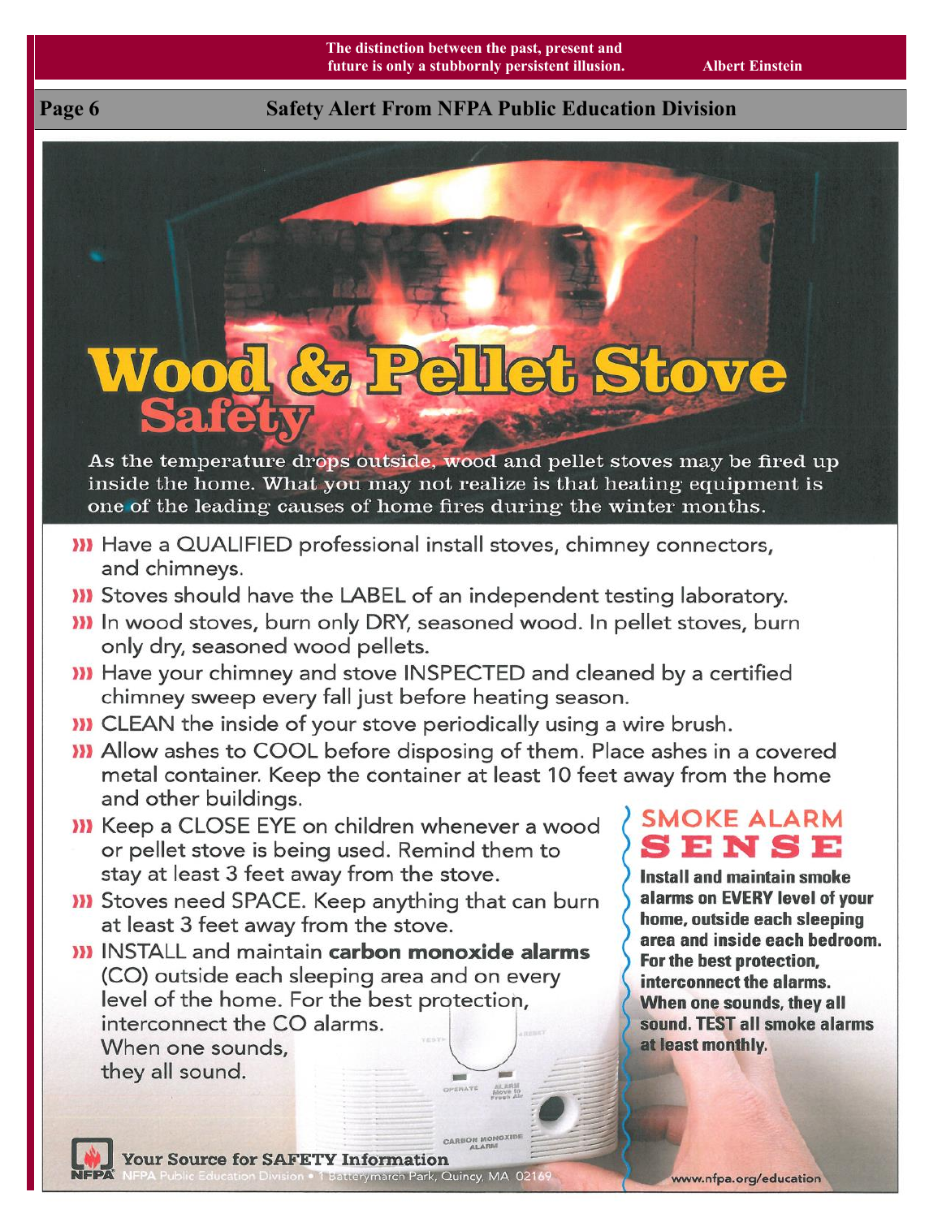## Safety Alert From NFPA Public Education Division

# Wood & Pellet Stove Safety

As the temperature drops outside, wood and pellet stoves may be fired up inside the home. What you may not realize is that heating equipment is one of the leading causes of home fires during the winter months.

- Have a QUALIFIED professional install stoves, chimney connectors, and chimneys.
- Stoves should have the LABEL of an independent testing laboratory.
- In wood stoves, burn only DRY, seasoned wood. In pellet stoves, burn only dry, seasoned wood pellets.
- Have your chimney and stove INSPECTED and cleaned by a certified chimney sweep every fall just before heating season.
- CLEAN the inside of your stove periodically using a wire brush.
- Allow ashes to COOL before disposing of them. Place ashes in a covered metal container. Keep the container at least 10 feet away from the home and other buildings.
- Keep a CLOSE EYE on children whenever a wood or pellet stove is being used. Remind them to stay at least 3 feet away from the stove.
- Stoves need SPACE. Keep anything that can burn at least 3 feet away from the stove.
- INSTALL and maintain **carbon monoxide alarms** (CO) outside each sleeping area and on every level of the home. For the best protection, interconnect the CO alarms. When one sounds, they all sound.

## SMOKE ALARM SENSE

**Install and maintain smoke alarms on EVERY level of your home, outside each sleeping area and inside each bedroom. For the best protection, interconnect the alarms. When one sounds, they all sound. TEST all smoke alarms at least monthly.**

**Your Source for SAFETY Information**

NFPA Public Education Division • 1 Batterymarch Park, Quincy, MA 02169

www.nfpa.org/education